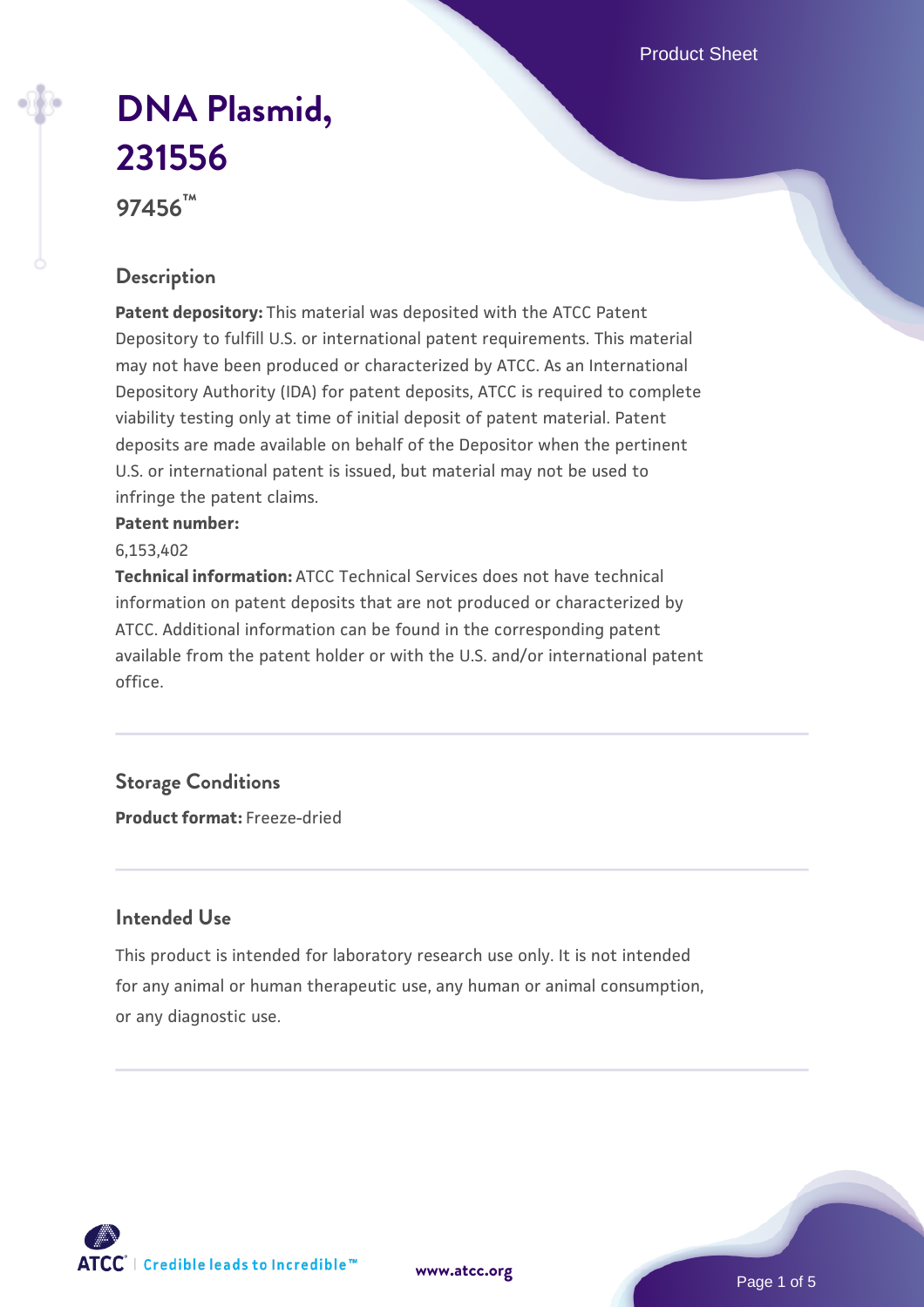# DNA Plasmid, 231556

**97456™**

## Description

**Patent depository:** This material was deposited with the ATCC Patent Depository to fulfill U.S. or international patent requirements. This material may not have been produced or characterized by ATCC. As an International Depository Authority (IDA) for patent deposits, ATCC is required to complete viability testing only at time of initial deposit of patent material. Patent deposits are made available on behalf of the Depositor when the pertinent U.S. or international patent is issued, but material may not be used to infringe the patent claims.

**Patent number:**

6,153,402

**Technical information:** ATCC Technical Services does not have technical information on patent deposits that are not produced or characterized by ATCC. Additional information can be found in the corresponding patent available from the patent holder or with the U.S. and/or international patent office.

## Storage Conditions

**Product format:** Freeze-dried

## Intended Use

This product is intended for laboratory research use only. It is not intended for any animal or human therapeutic use, any human or animal consumption, or any diagnostic use.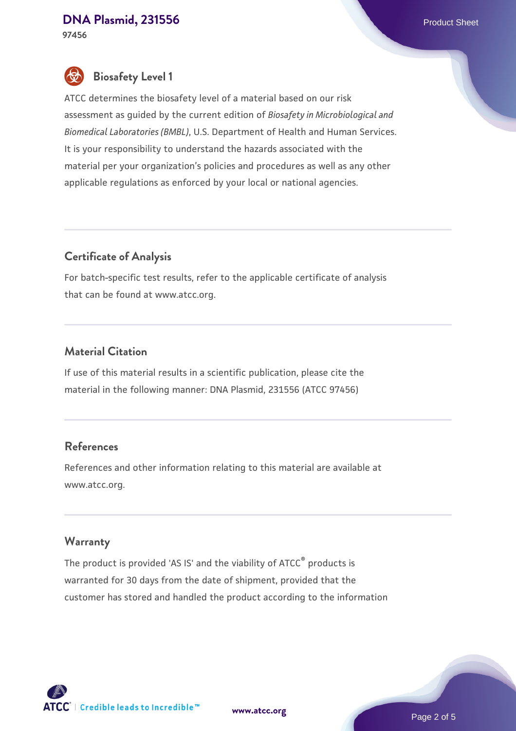## Biosafety Level 1

ATCC determines the biosafety level of a material based on our risk assessment as guided by the current edition of *Biosafety in Microbiological and Biomedical Laboratories (BMBL)*, U.S. Department of Health and Human Services. It is your responsibility to understand the hazards associated with the material per your organization's policies and procedures as well as any other applicable regulations as enforced by your local or national agencies.

## Certificate of Analysis

For batch-specific test results, refer to the applicable certificate of analysis that can be found at www.atcc.org.

## Material Citation

If use of this material results in a scientific publication, please cite the material in the following manner: DNA Plasmid, 231556 (ATCC 97456)

## References

References and other information relating to this material are available at www.atcc.org.

## Warranty

The product is provided 'AS IS' and the viability of ATCC® products is warranted for 30 days from the date of shipment, provided that the customer has stored and handled the product according to the information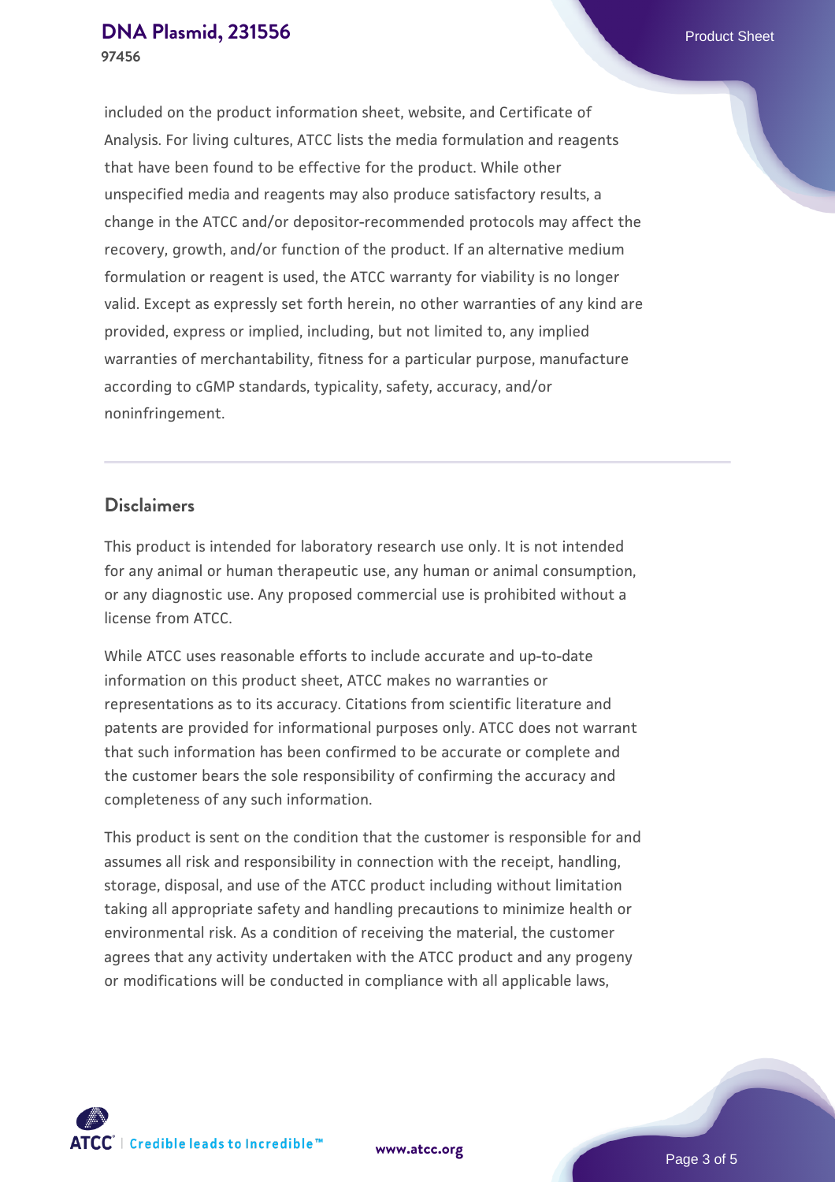included on the product information sheet, website, and Certificate of Analysis. For living cultures, ATCC lists the media formulation and reagents that have been found to be effective for the product. While other unspecified media and reagents may also produce satisfactory results, a change in the ATCC and/or depositor-recommended protocols may affect the recovery, growth, and/or function of the product. If an alternative medium formulation or reagent is used, the ATCC warranty for viability is no longer valid. Except as expressly set forth herein, no other warranties of any kind are provided, express or implied, including, but not limited to, any implied warranties of merchantability, fitness for a particular purpose, manufacture according to cGMP standards, typicality, safety, accuracy, and/or noninfringement.

## Disclaimers

This product is intended for laboratory research use only. It is not intended for any animal or human therapeutic use, any human or animal consumption, or any diagnostic use. Any proposed commercial use is prohibited without a license from ATCC.

While ATCC uses reasonable efforts to include accurate and up-to-date information on this product sheet, ATCC makes no warranties or representations as to its accuracy. Citations from scientific literature and patents are provided for informational purposes only. ATCC does not warrant that such information has been confirmed to be accurate or complete and the customer bears the sole responsibility of confirming the accuracy and completeness of any such information.

This product is sent on the condition that the customer is responsible for and assumes all risk and responsibility in connection with the receipt, handling, storage, disposal, and use of the ATCC product including without limitation taking all appropriate safety and handling precautions to minimize health or environmental risk. As a condition of receiving the material, the customer agrees that any activity undertaken with the ATCC product and any progeny or modifications will be conducted in compliance with all applicable laws,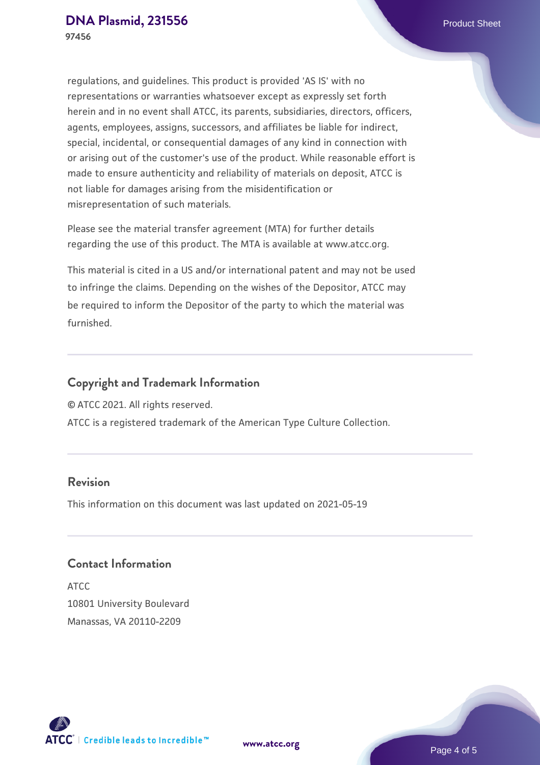regulations, and guidelines. This product is provided 'AS IS' with no representations or warranties whatsoever except as expressly set forth herein and in no event shall ATCC, its parents, subsidiaries, directors, officers, agents, employees, assigns, successors, and affiliates be liable for indirect, special, incidental, or consequential damages of any kind in connection with or arising out of the customer's use of the product. While reasonable effort is made to ensure authenticity and reliability of materials on deposit, ATCC is not liable for damages arising from the misidentification or misrepresentation of such materials.

Please see the material transfer agreement (MTA) for further details regarding the use of this product. The MTA is available at www.atcc.org.

This material is cited in a US and/or international patent and may not be used to infringe the claims. Depending on the wishes of the Depositor, ATCC may be required to inform the Depositor of the party to which the material was furnished.

## Copyright and Trademark Information

© ATCC 2021. All rights reserved.

ATCC is a registered trademark of the American Type Culture Collection.

## Revision

This information on this document was last updated on 2021-05-19

## Contact Information

ATCC
10801 University Boulevard
Manassas, VA 20110-2209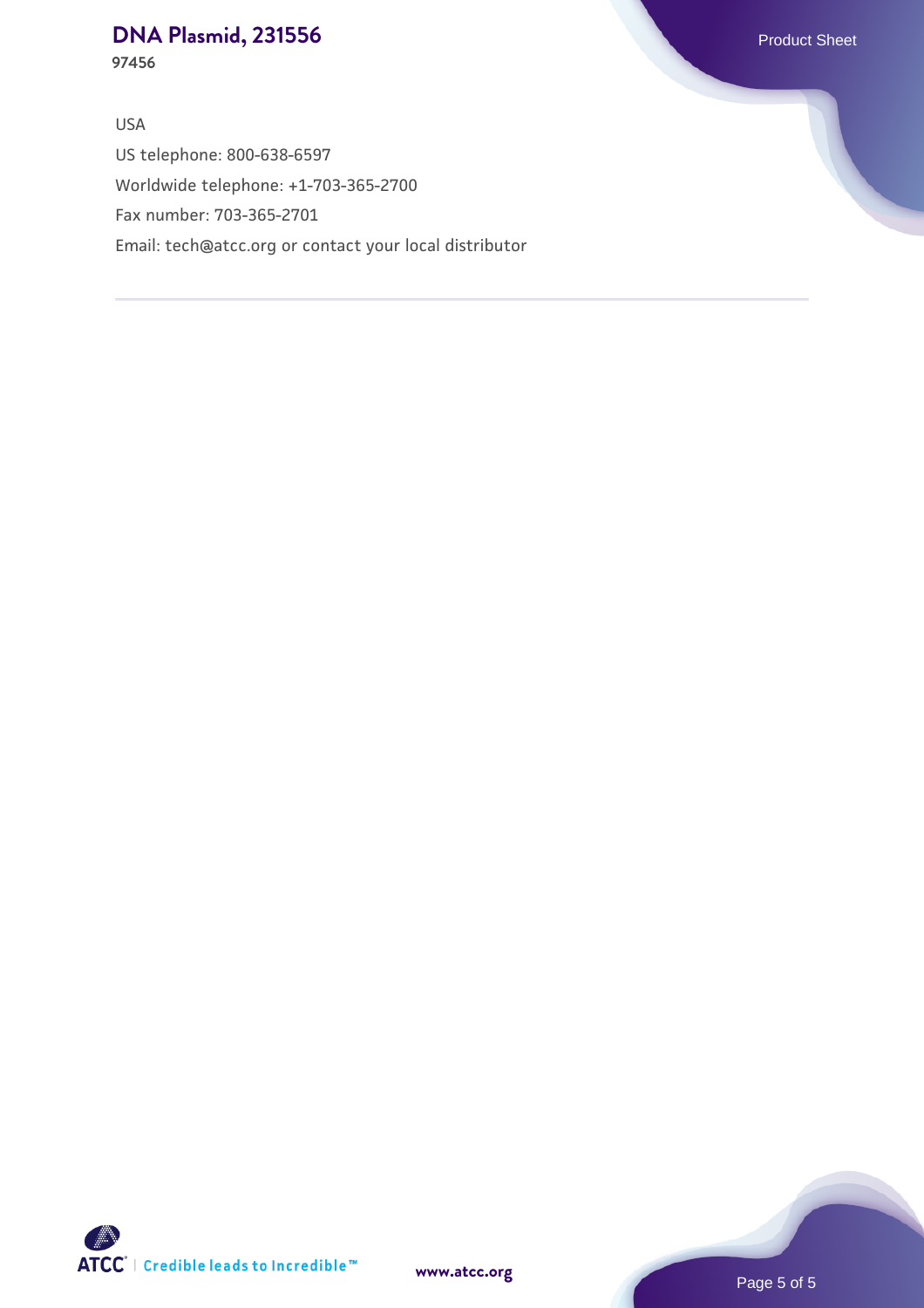USA

US telephone: 800-638-6597

Worldwide telephone: +1-703-365-2700

Fax number: 703-365-2701

Email: tech@atcc.org or contact your local distributor